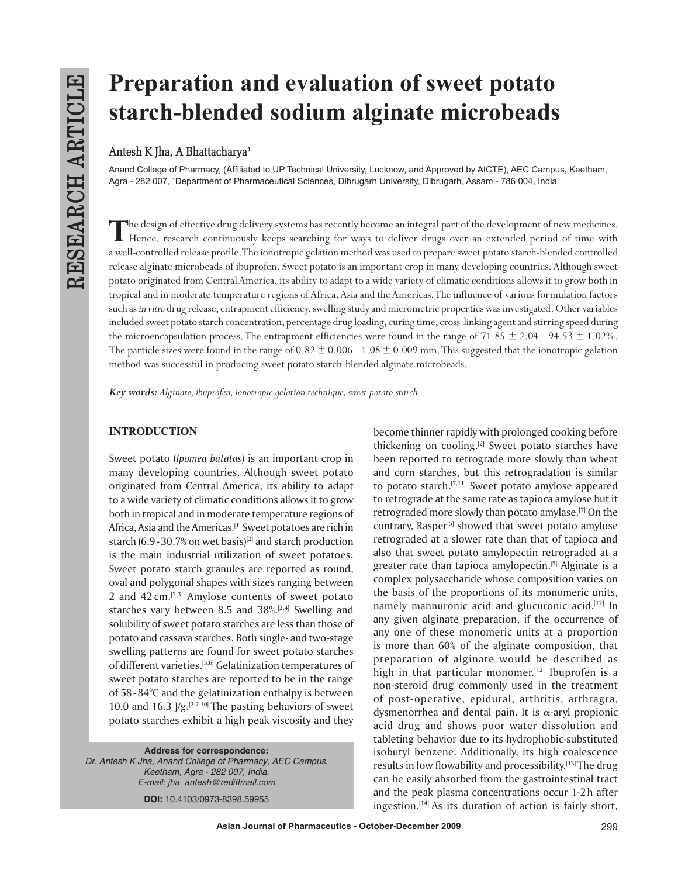# Preparation and evaluation of sweet potato starch-blended sodium alginate microbeads

**Antesh K Jha, A Bhattacharya[1]**

Anand College of Pharmacy, (Affiliated to UP Technical University, Lucknow, and Approved by AICTE), AEC Campus, Keetham, Agra - 282 007, [1]Department of Pharmaceutical Sciences, Dibrugarh University, Dibrugarh, Assam - 786 004, India

The design of effective drug delivery systems has recently become an integral part of the development of new medicines. Hence, research continuously keeps searching for ways to deliver drugs over an extended period of time with a well-controlled release profile. The ionotropic gelation method was used to prepare sweet potato starch-blended controlled release alginate microbeads of ibuprofen. Sweet potato is an important crop in many developing countries. Although sweet potato originated from Central America, its ability to adapt to a wide variety of climatic conditions allows it to grow both in tropical and in moderate temperature regions of Africa, Asia and the Americas. The influence of various formulation factors such as *in vitro* drug release, entrapment efficiency, swelling study and micrometric properties was investigated. Other variables included sweet potato starch concentration, percentage drug loading, curing time, cross-linking agent and stirring speed during the microencapsulation process. The entrapment efficiencies were found in the range of 71.85 ± 2.04 - 94.53 ± 1.02%. The particle sizes were found in the range of 0.82 ± 0.006 - 1.08 ± 0.009 mm. This suggested that the ionotropic gelation method was successful in producing sweet potato starch-blended alginate microbeads.

***Key words:*** *Alginate, ibuprofen, ionotropic gelation technique, sweet potato starch*

## INTRODUCTION

Sweet potato (*Ipomea batatas*) is an important crop in many developing countries. Although sweet potato originated from Central America, its ability to adapt to a wide variety of climatic conditions allows it to grow both in tropical and in moderate temperature regions of Africa, Asia and the Americas.[1] Sweet potatoes are rich in starch (6.9 - 30.7% on wet basis)[2] and starch production is the main industrial utilization of sweet potatoes. Sweet potato starch granules are reported as round, oval and polygonal shapes with sizes ranging between 2 and 42 cm.[2,3] Amylose contents of sweet potato starches vary between 8.5 and 38%.[2,4] Swelling and solubility of sweet potato starches are less than those of potato and cassava starches. Both single- and two-stage swelling patterns are found for sweet potato starches of different varieties.[5,6] Gelatinization temperatures of sweet potato starches are reported to be in the range of 58 - 84°C and the gelatinization enthalpy is between 10.0 and 16.3 J/g.[2,7-10] The pasting behaviors of sweet potato starches exhibit a high peak viscosity and they become thinner rapidly with prolonged cooking before thickening on cooling.[2] Sweet potato starches have been reported to retrograde more slowly than wheat and corn starches, but this retrogradation is similar to potato starch.[7,11] Sweet potato amylose appeared to retrograde at the same rate as tapioca amylose but it retrograded more slowly than potato amylase.[7] On the contrary, Rasper[5] showed that sweet potato amylose retrograded at a slower rate than that of tapioca and also that sweet potato amylopectin retrograded at a greater rate than tapioca amylopectin.[5] Alginate is a complex polysaccharide whose composition varies on the basis of the proportions of its monomeric units, namely mannuronic acid and glucuronic acid.[12] In any given alginate preparation, if the occurrence of any one of these monomeric units at a proportion is more than 60% of the alginate composition, that preparation of alginate would be described as high in that particular monomer.[12] Ibuprofen is a non-steroid drug commonly used in the treatment of post-operative, epidural, arthritis, arthragra, dysmenorrhea and dental pain. It is $\alpha$-aryl propionic acid drug and shows poor water dissolution and tableting behavior due to its hydrophobic-substituted isobutyl benzene. Additionally, its high coalescence results in low flowability and processibility.[13] The drug can be easily absorbed from the gastrointestinal tract and the peak plasma concentrations occur 1-2 h after ingestion.[14] As its duration of action is fairly short,

**Address for correspondence:**
Dr. Antesh K Jha, Anand College of Pharmacy, AEC Campus, Keetham, Agra - 282 007, India.
E-mail: jha_antesh@rediffmail.com

**DOI:** 10.4103/0973-8398.59955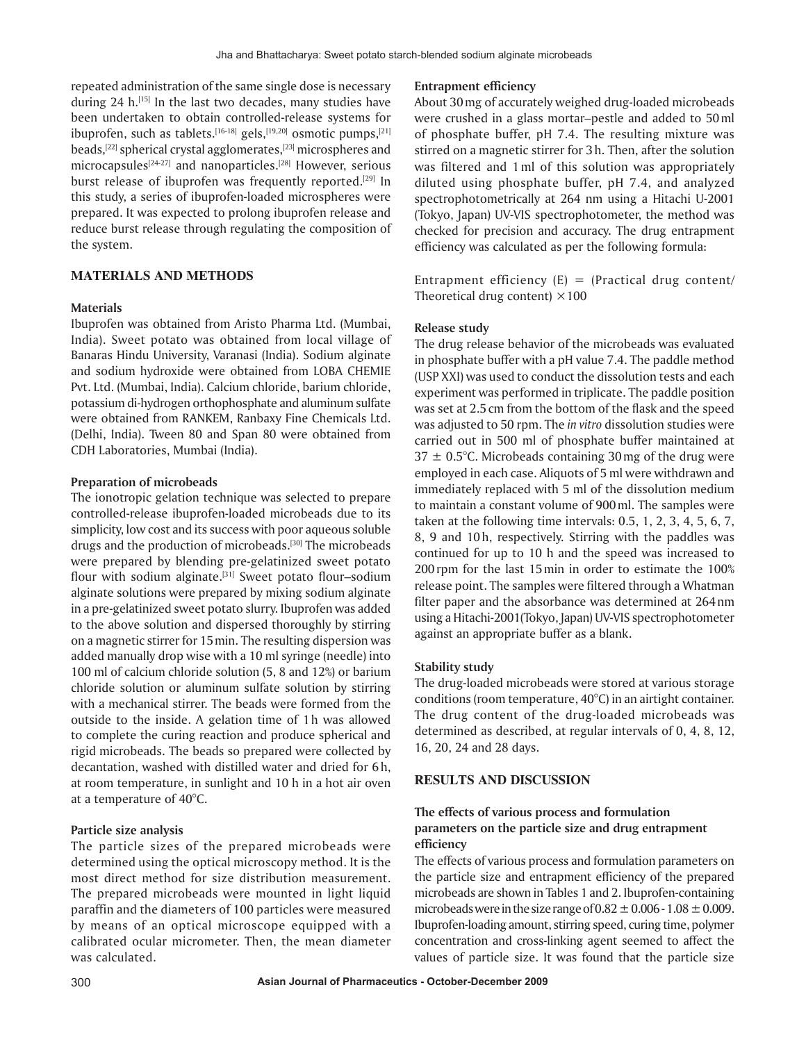repeated administration of the same single dose is necessary during 24 h.[15] In the last two decades, many studies have been undertaken to obtain controlled-release systems for ibuprofen, such as tablets.[16-18] gels,[19,20] osmotic pumps,[21] beads,[22] spherical crystal agglomerates,[23] microspheres and microcapsules[24-27] and nanoparticles.[28] However, serious burst release of ibuprofen was frequently reported.[29] In this study, a series of ibuprofen-loaded microspheres were prepared. It was expected to prolong ibuprofen release and reduce burst release through regulating the composition of the system.

## MATERIALS AND METHODS

### Materials

Ibuprofen was obtained from Aristo Pharma Ltd. (Mumbai, India). Sweet potato was obtained from local village of Banaras Hindu University, Varanasi (India). Sodium alginate and sodium hydroxide were obtained from LOBA CHEMIE Pvt. Ltd. (Mumbai, India). Calcium chloride, barium chloride, potassium di-hydrogen orthophosphate and aluminum sulfate were obtained from RANKEM, Ranbaxy Fine Chemicals Ltd. (Delhi, India). Tween 80 and Span 80 were obtained from CDH Laboratories, Mumbai (India).

### Preparation of microbeads

The ionotropic gelation technique was selected to prepare controlled-release ibuprofen-loaded microbeads due to its simplicity, low cost and its success with poor aqueous soluble drugs and the production of microbeads.[30] The microbeads were prepared by blending pre-gelatinized sweet potato flour with sodium alginate.[31] Sweet potato flour–sodium alginate solutions were prepared by mixing sodium alginate in a pre-gelatinized sweet potato slurry. Ibuprofen was added to the above solution and dispersed thoroughly by stirring on a magnetic stirrer for 15 min. The resulting dispersion was added manually drop wise with a 10 ml syringe (needle) into 100 ml of calcium chloride solution (5, 8 and 12%) or barium chloride solution or aluminum sulfate solution by stirring with a mechanical stirrer. The beads were formed from the outside to the inside. A gelation time of 1 h was allowed to complete the curing reaction and produce spherical and rigid microbeads. The beads so prepared were collected by decantation, washed with distilled water and dried for 6 h, at room temperature, in sunlight and 10 h in a hot air oven at a temperature of 40°C.

### Particle size analysis

The particle sizes of the prepared microbeads were determined using the optical microscopy method. It is the most direct method for size distribution measurement. The prepared microbeads were mounted in light liquid paraffin and the diameters of 100 particles were measured by means of an optical microscope equipped with a calibrated ocular micrometer. Then, the mean diameter was calculated.

### Entrapment efficiency

About 30 mg of accurately weighed drug-loaded microbeads were crushed in a glass mortar–pestle and added to 50 ml of phosphate buffer, pH 7.4. The resulting mixture was stirred on a magnetic stirrer for 3 h. Then, after the solution was filtered and 1 ml of this solution was appropriately diluted using phosphate buffer, pH 7.4, and analyzed spectrophotometrically at 264 nm using a Hitachi U-2001 (Tokyo, Japan) UV-VIS spectrophotometer, the method was checked for precision and accuracy. The drug entrapment efficiency was calculated as per the following formula:

$$\text{Entrapment efficiency (E)} = (\text{Practical drug content}/\text{Theoretical drug content}) \times 100$$

### Release study

The drug release behavior of the microbeads was evaluated in phosphate buffer with a pH value 7.4. The paddle method (USP XXI) was used to conduct the dissolution tests and each experiment was performed in triplicate. The paddle position was set at 2.5 cm from the bottom of the flask and the speed was adjusted to 50 rpm. The *in vitro* dissolution studies were carried out in 500 ml of phosphate buffer maintained at 37 ± 0.5°C. Microbeads containing 30 mg of the drug were employed in each case. Aliquots of 5 ml were withdrawn and immediately replaced with 5 ml of the dissolution medium to maintain a constant volume of 900 ml. The samples were taken at the following time intervals: 0.5, 1, 2, 3, 4, 5, 6, 7, 8, 9 and 10 h, respectively. Stirring with the paddles was continued for up to 10 h and the speed was increased to 200 rpm for the last 15 min in order to estimate the 100% release point. The samples were filtered through a Whatman filter paper and the absorbance was determined at 264 nm using a Hitachi-2001 (Tokyo, Japan) UV-VIS spectrophotometer against an appropriate buffer as a blank.

### Stability study

The drug-loaded microbeads were stored at various storage conditions (room temperature, 40°C) in an airtight container. The drug content of the drug-loaded microbeads was determined as described, at regular intervals of 0, 4, 8, 12, 16, 20, 24 and 28 days.

## RESULTS AND DISCUSSION

### The effects of various process and formulation parameters on the particle size and drug entrapment efficiency

The effects of various process and formulation parameters on the particle size and entrapment efficiency of the prepared microbeads are shown in Tables 1 and 2. Ibuprofen-containing microbeads were in the size range of 0.82 ± 0.006 - 1.08 ± 0.009. Ibuprofen-loading amount, stirring speed, curing time, polymer concentration and cross-linking agent seemed to affect the values of particle size. It was found that the particle size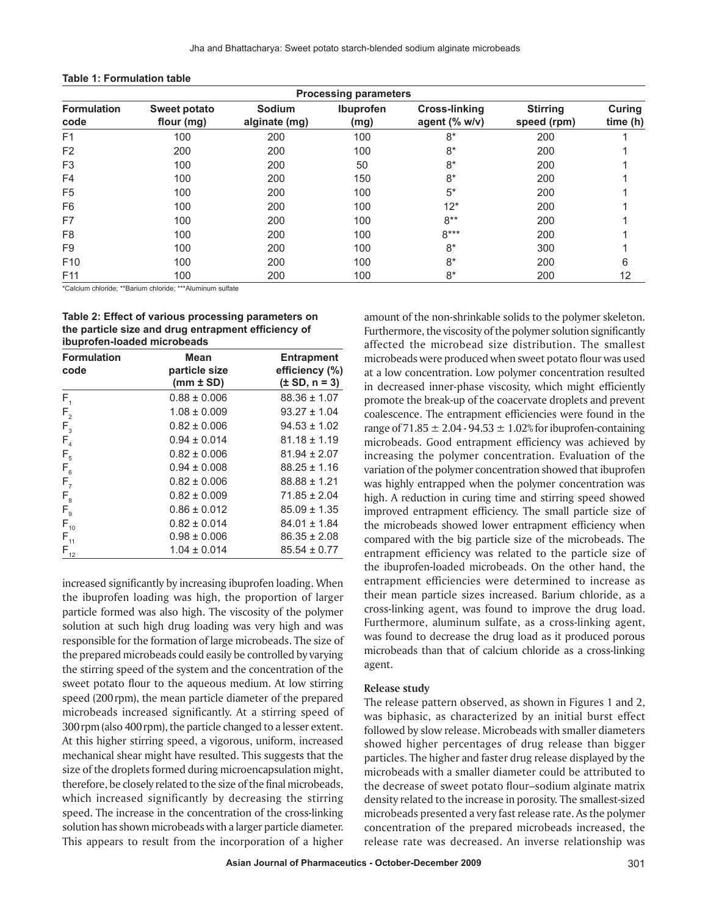**Table 1: Formulation table**

| | Processing parameters | | | | | |
|---|---|---|---|---|---|---|
| Formulation code | Sweet potato flour (mg) | Sodium alginate (mg) | Ibuprofen (mg) | Cross-linking agent (% w/v) | Stirring speed (rpm) | Curing time (h) |
| F1 | 100 | 200 | 100 | 8* | 200 | 1 |
| F2 | 200 | 200 | 100 | 8* | 200 | 1 |
| F3 | 100 | 200 | 50 | 8* | 200 | 1 |
| F4 | 100 | 200 | 150 | 8* | 200 | 1 |
| F5 | 100 | 200 | 100 | 5* | 200 | 1 |
| F6 | 100 | 200 | 100 | 12* | 200 | 1 |
| F7 | 100 | 200 | 100 | 8** | 200 | 1 |
| F8 | 100 | 200 | 100 | 8*** | 200 | 1 |
| F9 | 100 | 200 | 100 | 8* | 300 | 1 |
| F10 | 100 | 200 | 100 | 8* | 200 | 6 |
| F11 | 100 | 200 | 100 | 8* | 200 | 12 |

*Calcium chloride; **Barium chloride; ***Aluminum sulfate

**Table 2: Effect of various processing parameters on the particle size and drug entrapment efficiency of ibuprofen-loaded microbeads**

| Formulation code | Mean particle size (mm ± SD) | Entrapment efficiency (%) (± SD, n = 3) |
|---|---|---|
| $F_1$ | 0.88 ± 0.006 | 88.36 ± 1.07 |
| $F_2$ | 1.08 ± 0.009 | 93.27 ± 1.04 |
| $F_3$ | 0.82 ± 0.006 | 94.53 ± 1.02 |
| $F_4$ | 0.94 ± 0.014 | 81.18 ± 1.19 |
| $F_5$ | 0.82 ± 0.006 | 81.94 ± 2.07 |
| $F_6$ | 0.94 ± 0.008 | 88.25 ± 1.16 |
| $F_7$ | 0.82 ± 0.006 | 88.88 ± 1.21 |
| $F_8$ | 0.82 ± 0.009 | 71.85 ± 2.04 |
| $F_9$ | 0.86 ± 0.012 | 85.09 ± 1.35 |
| $F_{10}$ | 0.82 ± 0.014 | 84.01 ± 1.84 |
| $F_{11}$ | 0.98 ± 0.006 | 86.35 ± 2.08 |
| $F_{12}$ | 1.04 ± 0.014 | 85.54 ± 0.77 |

increased significantly by increasing ibuprofen loading. When the ibuprofen loading was high, the proportion of larger particle formed was also high. The viscosity of the polymer solution at such high drug loading was very high and was responsible for the formation of large microbeads. The size of the prepared microbeads could easily be controlled by varying the stirring speed of the system and the concentration of the sweet potato flour to the aqueous medium. At low stirring speed (200 rpm), the mean particle diameter of the prepared microbeads increased significantly. At a stirring speed of 300 rpm (also 400 rpm), the particle changed to a lesser extent. At this higher stirring speed, a vigorous, uniform, increased mechanical shear might have resulted. This suggests that the size of the droplets formed during microencapsulation might, therefore, be closely related to the size of the final microbeads, which increased significantly by decreasing the stirring speed. The increase in the concentration of the cross-linking solution has shown microbeads with a larger particle diameter. This appears to result from the incorporation of a higher amount of the non-shrinkable solids to the polymer skeleton. Furthermore, the viscosity of the polymer solution significantly affected the microbead size distribution. The smallest microbeads were produced when sweet potato flour was used at a low concentration. Low polymer concentration resulted in decreased inner-phase viscosity, which might efficiently promote the break-up of the coacervate droplets and prevent coalescence. The entrapment efficiencies were found in the range of 71.85 ± 2.04 - 94.53 ± 1.02% for ibuprofen-containing microbeads. Good entrapment efficiency was achieved by increasing the polymer concentration. Evaluation of the variation of the polymer concentration showed that ibuprofen was highly entrapped when the polymer concentration was high. A reduction in curing time and stirring speed showed improved entrapment efficiency. The small particle size of the microbeads showed lower entrapment efficiency when compared with the big particle size of the microbeads. The entrapment efficiency was related to the particle size of the ibuprofen-loaded microbeads. On the other hand, the entrapment efficiencies were determined to increase as their mean particle sizes increased. Barium chloride, as a cross-linking agent, was found to improve the drug load. Furthermore, aluminum sulfate, as a cross-linking agent, was found to decrease the drug load as it produced porous microbeads than that of calcium chloride as a cross-linking agent.

### Release study

The release pattern observed, as shown in Figures 1 and 2, was biphasic, as characterized by an initial burst effect followed by slow release. Microbeads with smaller diameters showed higher percentages of drug release than bigger particles. The higher and faster drug release displayed by the microbeads with a smaller diameter could be attributed to the decrease of sweet potato flour–sodium alginate matrix density related to the increase in porosity. The smallest-sized microbeads presented a very fast release rate. As the polymer concentration of the prepared microbeads increased, the release rate was decreased. An inverse relationship was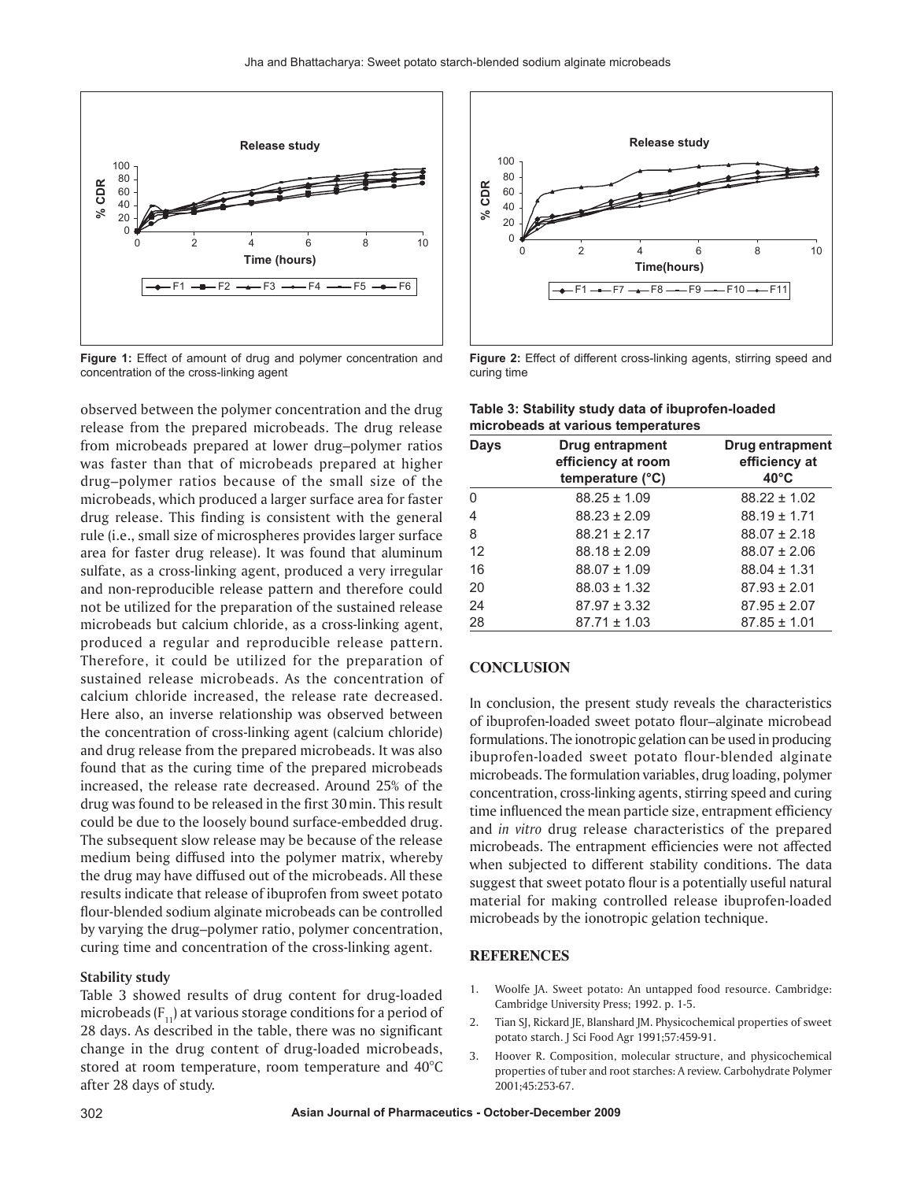Figure 1: Effect of amount of drug and polymer concentration and concentration of the cross-linking agent

Figure 2: Effect of different cross-linking agents, stirring speed and curing time

observed between the polymer concentration and the drug release from the prepared microbeads. The drug release from microbeads prepared at lower drug–polymer ratios was faster than that of microbeads prepared at higher drug–polymer ratios because of the small size of the microbeads, which produced a larger surface area for faster drug release. This finding is consistent with the general rule (i.e., small size of microspheres provides larger surface area for faster drug release). It was found that aluminum sulfate, as a cross-linking agent, produced a very irregular and non-reproducible release pattern and therefore could not be utilized for the preparation of the sustained release microbeads but calcium chloride, as a cross-linking agent, produced a regular and reproducible release pattern. Therefore, it could be utilized for the preparation of sustained release microbeads. As the concentration of calcium chloride increased, the release rate decreased. Here also, an inverse relationship was observed between the concentration of cross-linking agent (calcium chloride) and drug release from the prepared microbeads. It was also found that as the curing time of the prepared microbeads increased, the release rate decreased. Around 25% of the drug was found to be released in the first 30 min. This result could be due to the loosely bound surface-embedded drug. The subsequent slow release may be because of the release medium being diffused into the polymer matrix, whereby the drug may have diffused out of the microbeads. All these results indicate that release of ibuprofen from sweet potato flour-blended sodium alginate microbeads can be controlled by varying the drug–polymer ratio, polymer concentration, curing time and concentration of the cross-linking agent.

### Stability study

Table 3 showed results of drug content for drug-loaded microbeads ($F_{11}$) at various storage conditions for a period of 28 days. As described in the table, there was no significant change in the drug content of drug-loaded microbeads, stored at room temperature, room temperature and 40°C after 28 days of study.

**Table 3: Stability study data of ibuprofen-loaded microbeads at various temperatures**

| Days | Drug entrapment efficiency at room temperature (°C) | Drug entrapment efficiency at 40°C |
|---|---|---|
| 0 | 88.25 ± 1.09 | 88.22 ± 1.02 |
| 4 | 88.23 ± 2.09 | 88.19 ± 1.71 |
| 8 | 88.21 ± 2.17 | 88.07 ± 2.18 |
| 12 | 88.18 ± 2.09 | 88.07 ± 2.06 |
| 16 | 88.07 ± 1.09 | 88.04 ± 1.31 |
| 20 | 88.03 ± 1.32 | 87.93 ± 2.01 |
| 24 | 87.97 ± 3.32 | 87.95 ± 2.07 |
| 28 | 87.71 ± 1.03 | 87.85 ± 1.01 |

## CONCLUSION

In conclusion, the present study reveals the characteristics of ibuprofen-loaded sweet potato flour–alginate microbead formulations. The ionotropic gelation can be used in producing ibuprofen-loaded sweet potato flour-blended alginate microbeads. The formulation variables, drug loading, polymer concentration, cross-linking agents, stirring speed and curing time influenced the mean particle size, entrapment efficiency and *in vitro* drug release characteristics of the prepared microbeads. The entrapment efficiencies were not affected when subjected to different stability conditions. The data suggest that sweet potato flour is a potentially useful natural material for making controlled release ibuprofen-loaded microbeads by the ionotropic gelation technique.

## REFERENCES

1. Woolfe JA. Sweet potato: An untapped food resource. Cambridge: Cambridge University Press; 1992. p. 1-5.
2. Tian SJ, Rickard JE, Blanshard JM. Physicochemical properties of sweet potato starch. J Sci Food Agr 1991;57:459-91.
3. Hoover R. Composition, molecular structure, and physicochemical properties of tuber and root starches: A review. Carbohydrate Polymer 2001;45:253-67.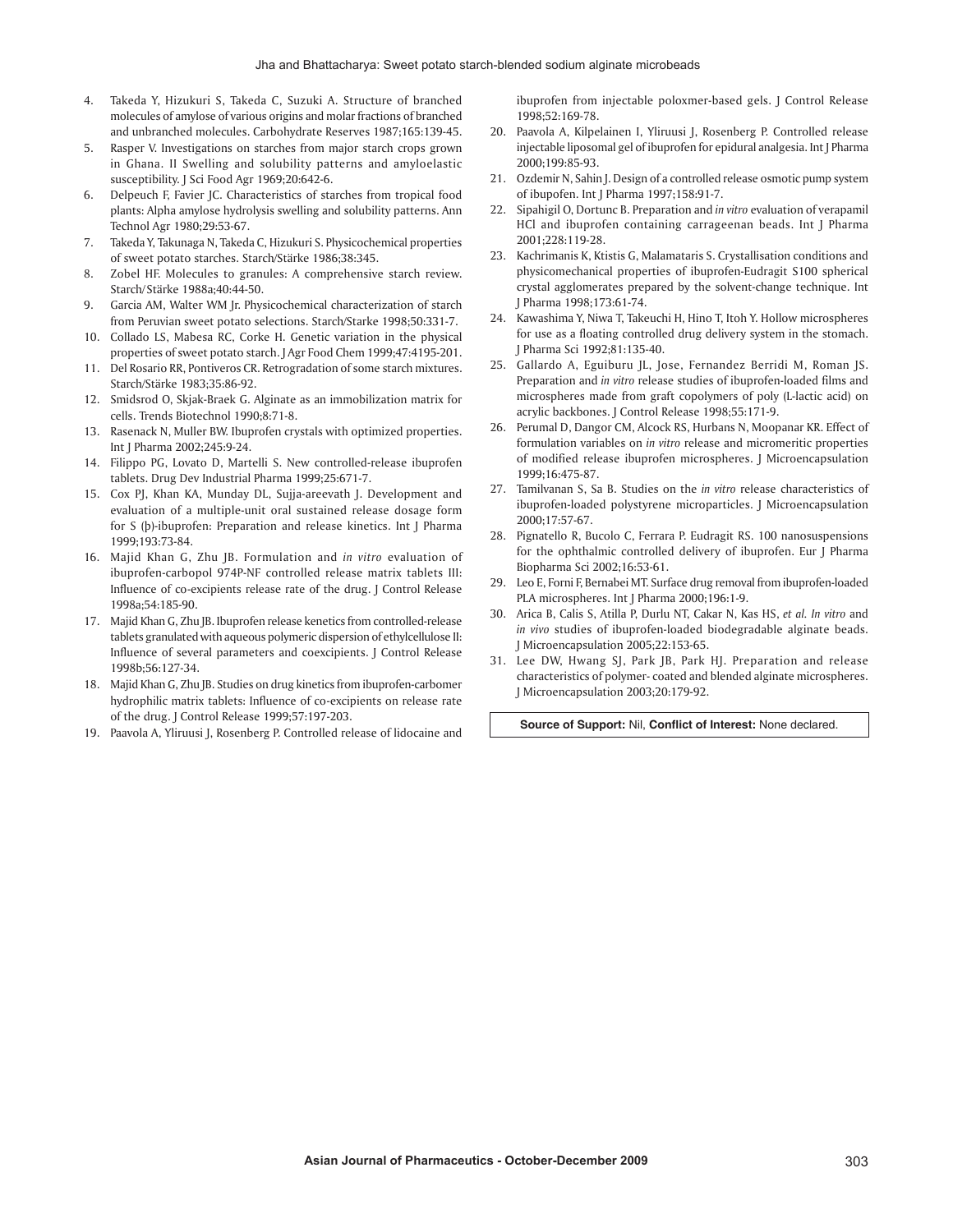4. Takeda Y, Hizukuri S, Takeda C, Suzuki A. Structure of branched molecules of amylose of various origins and molar fractions of branched and unbranched molecules. Carbohydrate Reserves 1987;165:139-45.
5. Rasper V. Investigations on starches from major starch crops grown in Ghana. II Swelling and solubility patterns and amyloelastic susceptibility. J Sci Food Agr 1969;20:642-6.
6. Delpeuch F, Favier JC. Characteristics of starches from tropical food plants: Alpha amylose hydrolysis swelling and solubility patterns. Ann Technol Agr 1980;29:53-67.
7. Takeda Y, Takunaga N, Takeda C, Hizukuri S. Physicochemical properties of sweet potato starches. Starch/Stärke 1986;38:345.
8. Zobel HF. Molecules to granules: A comprehensive starch review. Starch/Stärke 1988a;40:44-50.
9. Garcia AM, Walter WM Jr. Physicochemical characterization of starch from Peruvian sweet potato selections. Starch/Starke 1998;50:331-7.
10. Collado LS, Mabesa RC, Corke H. Genetic variation in the physical properties of sweet potato starch. J Agr Food Chem 1999;47:4195-201.
11. Del Rosario RR, Pontiveros CR. Retrogradation of some starch mixtures. Starch/Stärke 1983;35:86-92.
12. Smidsrod O, Skjak-Braek G. Alginate as an immobilization matrix for cells. Trends Biotechnol 1990;8:71-8.
13. Rasenack N, Muller BW. Ibuprofen crystals with optimized properties. Int J Pharma 2002;245:9-24.
14. Filippo PG, Lovato D, Martelli S. New controlled-release ibuprofen tablets. Drug Dev Industrial Pharma 1999;25:671-7.
15. Cox PJ, Khan KA, Munday DL, Sujja-areevath J. Development and evaluation of a multiple-unit oral sustained release dosage form for S (þ)-ibuprofen: Preparation and release kinetics. Int J Pharma 1999;193:73-84.
16. Majid Khan G, Zhu JB. Formulation and *in vitro* evaluation of ibuprofen-carbopol 974P-NF controlled release matrix tablets III: Influence of co-excipients release rate of the drug. J Control Release 1998a;54:185-90.
17. Majid Khan G, Zhu JB. Ibuprofen release kenetics from controlled-release tablets granulated with aqueous polymeric dispersion of ethylcellulose II: Influence of several parameters and coexcipients. J Control Release 1998b;56:127-34.
18. Majid Khan G, Zhu JB. Studies on drug kinetics from ibuprofen-carbomer hydrophilic matrix tablets: Influence of co-excipients on release rate of the drug. J Control Release 1999;57:197-203.
19. Paavola A, Yliruusi J, Rosenberg P. Controlled release of lidocaine and ibuprofen from injectable poloxmer-based gels. J Control Release 1998;52:169-78.
20. Paavola A, Kilpelainen I, Yliruusi J, Rosenberg P. Controlled release injectable liposomal gel of ibuprofen for epidural analgesia. Int J Pharma 2000;199:85-93.
21. Ozdemir N, Sahin J. Design of a controlled release osmotic pump system of ibupofen. Int J Pharma 1997;158:91-7.
22. Sipahigil O, Dortunc B. Preparation and *in vitro* evaluation of verapamil HCl and ibuprofen containing carrageenan beads. Int J Pharma 2001;228:119-28.
23. Kachrimanis K, Ktistis G, Malamataris S. Crystallisation conditions and physicomechanical properties of ibuprofen-Eudragit S100 spherical crystal agglomerates prepared by the solvent-change technique. Int J Pharma 1998;173:61-74.
24. Kawashima Y, Niwa T, Takeuchi H, Hino T, Itoh Y. Hollow microspheres for use as a floating controlled drug delivery system in the stomach. J Pharma Sci 1992;81:135-40.
25. Gallardo A, Eguiburu JL, Jose, Fernandez Berridi M, Roman JS. Preparation and *in vitro* release studies of ibuprofen-loaded films and microspheres made from graft copolymers of poly (L-lactic acid) on acrylic backbones. J Control Release 1998;55:171-9.
26. Perumal D, Dangor CM, Alcock RS, Hurbans N, Moopanar KR. Effect of formulation variables on *in vitro* release and micromeritic properties of modified release ibuprofen microspheres. J Microencapsulation 1999;16:475-87.
27. Tamilvanan S, Sa B. Studies on the *in vitro* release characteristics of ibuprofen-loaded polystyrene microparticles. J Microencapsulation 2000;17:57-67.
28. Pignatello R, Bucolo C, Ferrara P. Eudragit RS. 100 nanosuspensions for the ophthalmic controlled delivery of ibuprofen. Eur J Pharma Biopharma Sci 2002;16:53-61.
29. Leo E, Forni F, Bernabei MT. Surface drug removal from ibuprofen-loaded PLA microspheres. Int J Pharma 2000;196:1-9.
30. Arica B, Calis S, Atilla P, Durlu NT, Cakar N, Kas HS, *et al. In vitro* and *in vivo* studies of ibuprofen-loaded biodegradable alginate beads. J Microencapsulation 2005;22:153-65.
31. Lee DW, Hwang SJ, Park JB, Park HJ. Preparation and release characteristics of polymer- coated and blended alginate microspheres. J Microencapsulation 2003;20:179-92.

**Source of Support:** Nil, **Conflict of Interest:** None declared.